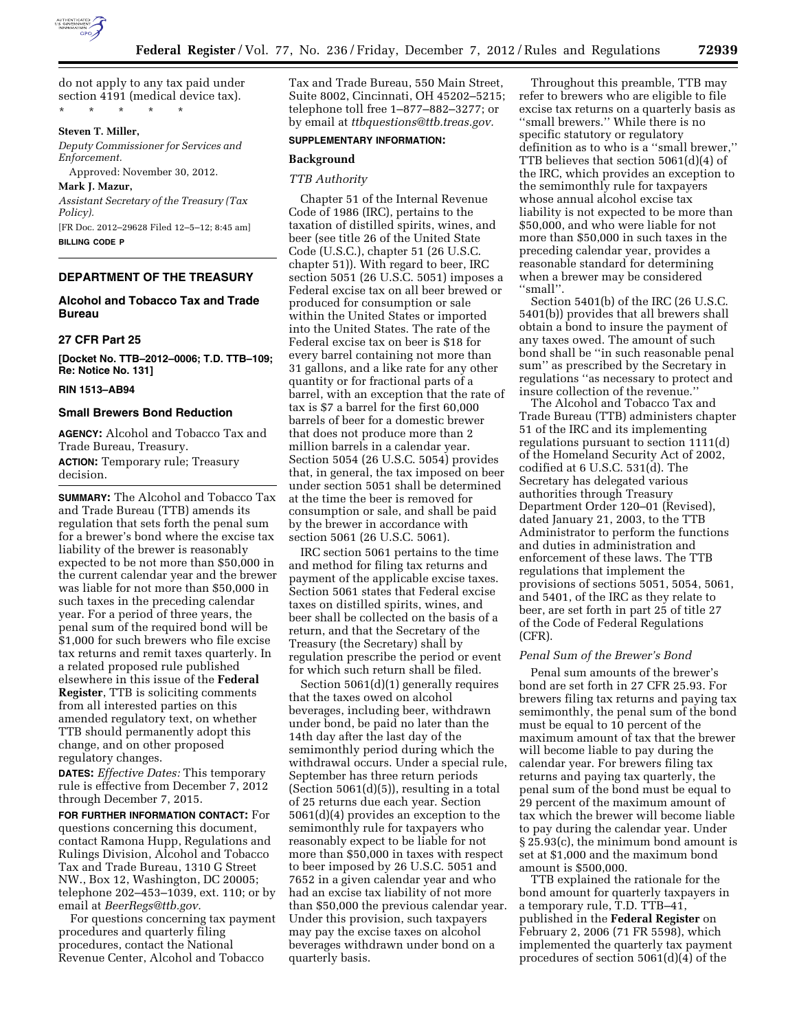do not apply to any tax paid under section 4191 (medical device tax).

\* \* \* \* \*

**Steven T. Miller,**

*Deputy Commissioner for Services and Enforcement.*

Approved: November 30, 2012.

**Mark J. Mazur,**

*Assistant Secretary of the Treasury (Tax Policy).*

[FR Doc. 2012–29628 Filed 12–5–12; 8:45 am]

**BILLING CODE P**

## DEPARTMENT OF THE TREASURY

### Alcohol and Tobacco Tax and Trade Bureau

### 27 CFR Part 25

**[Docket No. TTB–2012–0006; T.D. TTB–109; Re: Notice No. 131]**

### RIN 1513–AB94

### Small Brewers Bond Reduction

**AGENCY:** Alcohol and Tobacco Tax and Trade Bureau, Treasury.

**ACTION:** Temporary rule; Treasury decision.

**SUMMARY:** The Alcohol and Tobacco Tax and Trade Bureau (TTB) amends its regulation that sets forth the penal sum for a brewer's bond where the excise tax liability of the brewer is reasonably expected to be not more than $50,000 in the current calendar year and the brewer was liable for not more than $50,000 in such taxes in the preceding calendar year. For a period of three years, the penal sum of the required bond will be $1,000 for such brewers who file excise tax returns and remit taxes quarterly. In a related proposed rule published elsewhere in this issue of the **Federal Register**, TTB is soliciting comments from all interested parties on this amended regulatory text, on whether TTB should permanently adopt this change, and on other proposed regulatory changes.

**DATES:** *Effective Dates:* This temporary rule is effective from December 7, 2012 through December 7, 2015.

**FOR FURTHER INFORMATION CONTACT:** For questions concerning this document, contact Ramona Hupp, Regulations and Rulings Division, Alcohol and Tobacco Tax and Trade Bureau, 1310 G Street NW., Box 12, Washington, DC 20005; telephone 202–453–1039, ext. 110; or by email at *BeerRegs@ttb.gov.*

For questions concerning tax payment procedures and quarterly filing procedures, contact the National Revenue Center, Alcohol and Tobacco Tax and Trade Bureau, 550 Main Street, Suite 8002, Cincinnati, OH 45202–5215; telephone toll free 1–877–882–3277; or by email at *ttbquestions@ttb.treas.gov.*

**SUPPLEMENTARY INFORMATION:**

### Background

#### *TTB Authority*

Chapter 51 of the Internal Revenue Code of 1986 (IRC), pertains to the taxation of distilled spirits, wines, and beer (see title 26 of the United State Code (U.S.C.), chapter 51 (26 U.S.C. chapter 51)). With regard to beer, IRC section 5051 (26 U.S.C. 5051) imposes a Federal excise tax on all beer brewed or produced for consumption or sale within the United States or imported into the United States. The rate of the Federal excise tax on beer is $18 for every barrel containing not more than 31 gallons, and a like rate for any other quantity or for fractional parts of a barrel, with an exception that the rate of tax is $7 a barrel for the first 60,000 barrels of beer for a domestic brewer that does not produce more than 2 million barrels in a calendar year. Section 5054 (26 U.S.C. 5054) provides that, in general, the tax imposed on beer under section 5051 shall be determined at the time the beer is removed for consumption or sale, and shall be paid by the brewer in accordance with section 5061 (26 U.S.C. 5061).

IRC section 5061 pertains to the time and method for filing tax returns and payment of the applicable excise taxes. Section 5061 states that Federal excise taxes on distilled spirits, wines, and beer shall be collected on the basis of a return, and that the Secretary of the Treasury (the Secretary) shall by regulation prescribe the period or event for which such return shall be filed.

Section 5061(d)(1) generally requires that the taxes owed on alcohol beverages, including beer, withdrawn under bond, be paid no later than the 14th day after the last day of the semimonthly period during which the withdrawal occurs. Under a special rule, September has three return periods (Section 5061(d)(5)), resulting in a total of 25 returns due each year. Section 5061(d)(4) provides an exception to the semimonthly rule for taxpayers who reasonably expect to be liable for not more than $50,000 in taxes with respect to beer imposed by 26 U.S.C. 5051 and 7652 in a given calendar year and who had an excise tax liability of not more than $50,000 the previous calendar year. Under this provision, such taxpayers may pay the excise taxes on alcohol beverages withdrawn under bond on a quarterly basis.

Throughout this preamble, TTB may refer to brewers who are eligible to file excise tax returns on a quarterly basis as ''small brewers.'' While there is no specific statutory or regulatory definition as to who is a ''small brewer,'' TTB believes that section 5061(d)(4) of the IRC, which provides an exception to the semimonthly rule for taxpayers whose annual alcohol excise tax liability is not expected to be more than $50,000, and who were liable for not more than $50,000 in such taxes in the preceding calendar year, provides a reasonable standard for determining when a brewer may be considered ''small''.

Section 5401(b) of the IRC (26 U.S.C. 5401(b)) provides that all brewers shall obtain a bond to insure the payment of any taxes owed. The amount of such bond shall be ''in such reasonable penal sum'' as prescribed by the Secretary in regulations ''as necessary to protect and insure collection of the revenue.''

The Alcohol and Tobacco Tax and Trade Bureau (TTB) administers chapter 51 of the IRC and its implementing regulations pursuant to section 1111(d) of the Homeland Security Act of 2002, codified at 6 U.S.C. 531(d). The Secretary has delegated various authorities through Treasury Department Order 120–01 (Revised), dated January 21, 2003, to the TTB Administrator to perform the functions and duties in administration and enforcement of these laws. The TTB regulations that implement the provisions of sections 5051, 5054, 5061, and 5401, of the IRC as they relate to beer, are set forth in part 25 of title 27 of the Code of Federal Regulations (CFR).

#### *Penal Sum of the Brewer's Bond*

Penal sum amounts of the brewer's bond are set forth in 27 CFR 25.93. For brewers filing tax returns and paying tax semimonthly, the penal sum of the bond must be equal to 10 percent of the maximum amount of tax that the brewer will become liable to pay during the calendar year. For brewers filing tax returns and paying tax quarterly, the penal sum of the bond must be equal to 29 percent of the maximum amount of tax which the brewer will become liable to pay during the calendar year. Under § 25.93(c), the minimum bond amount is set at $1,000 and the maximum bond amount is $500,000.

TTB explained the rationale for the bond amount for quarterly taxpayers in a temporary rule, T.D. TTB–41, published in the **Federal Register** on February 2, 2006 (71 FR 5598), which implemented the quarterly tax payment procedures of section 5061(d)(4) of the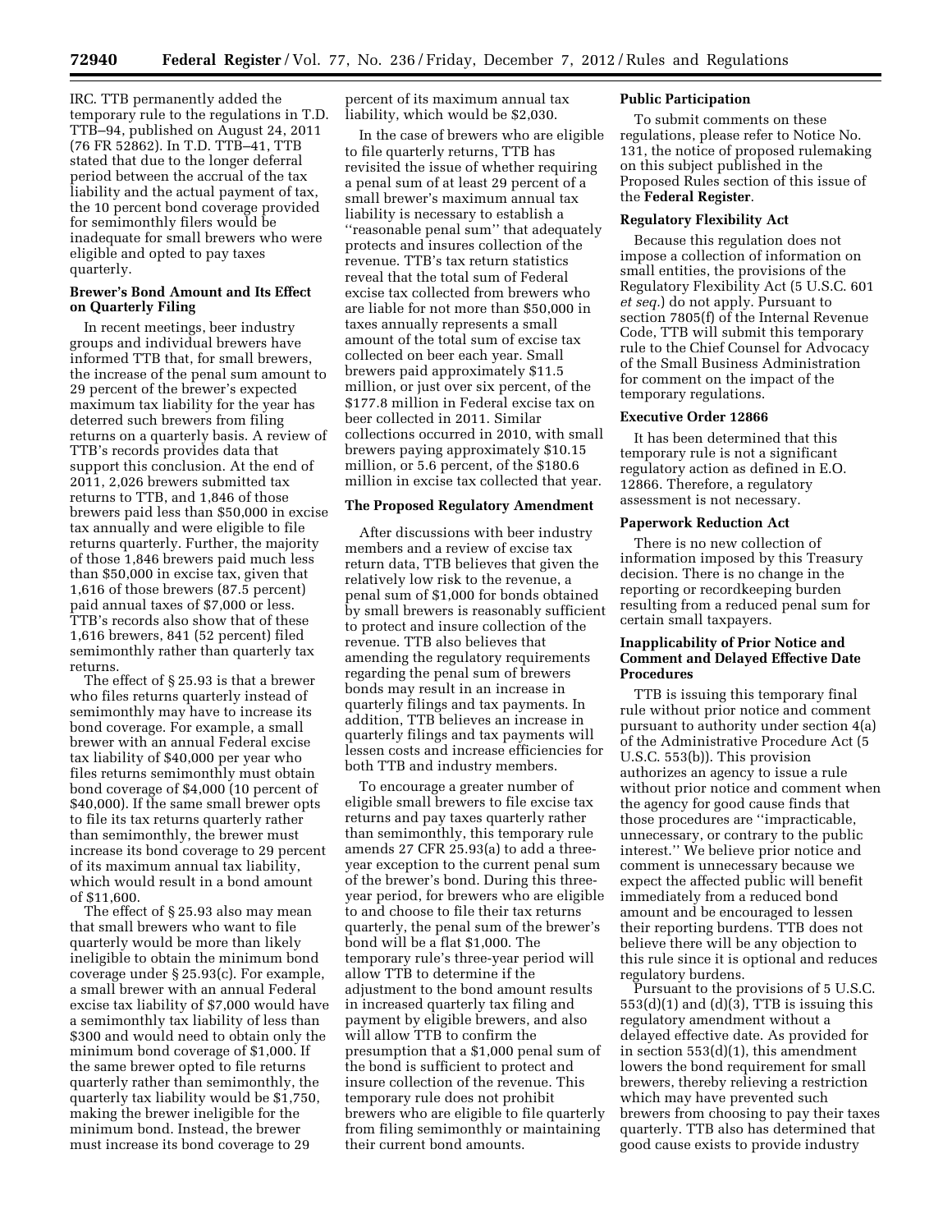IRC. TTB permanently added the temporary rule to the regulations in T.D. TTB–94, published on August 24, 2011 (76 FR 52862). In T.D. TTB–41, TTB stated that due to the longer deferral period between the accrual of the tax liability and the actual payment of tax, the 10 percent bond coverage provided for semimonthly filers would be inadequate for small brewers who were eligible and opted to pay taxes quarterly.

### Brewer's Bond Amount and Its Effect on Quarterly Filing

In recent meetings, beer industry groups and individual brewers have informed TTB that, for small brewers, the increase of the penal sum amount to 29 percent of the brewer's expected maximum tax liability for the year has deterred such brewers from filing returns on a quarterly basis. A review of TTB's records provides data that support this conclusion. At the end of 2011, 2,026 brewers submitted tax returns to TTB, and 1,846 of those brewers paid less than $50,000 in excise tax annually and were eligible to file returns quarterly. Further, the majority of those 1,846 brewers paid much less than $50,000 in excise tax, given that 1,616 of those brewers (87.5 percent) paid annual taxes of $7,000 or less. TTB's records also show that of these 1,616 brewers, 841 (52 percent) filed semimonthly rather than quarterly tax returns.

The effect of § 25.93 is that a brewer who files returns quarterly instead of semimonthly may have to increase its bond coverage. For example, a small brewer with an annual Federal excise tax liability of $40,000 per year who files returns semimonthly must obtain bond coverage of $4,000 (10 percent of $40,000). If the same small brewer opts to file its tax returns quarterly rather than semimonthly, the brewer must increase its bond coverage to 29 percent of its maximum annual tax liability, which would result in a bond amount of $11,600.

The effect of § 25.93 also may mean that small brewers who want to file quarterly would be more than likely ineligible to obtain the minimum bond coverage under § 25.93(c). For example, a small brewer with an annual Federal excise tax liability of $7,000 would have a semimonthly tax liability of less than $300 and would need to obtain only the minimum bond coverage of $1,000. If the same brewer opted to file returns quarterly rather than semimonthly, the quarterly tax liability would be $1,750, making the brewer ineligible for the minimum bond. Instead, the brewer must increase its bond coverage to 29 percent of its maximum annual tax liability, which would be $2,030.

In the case of brewers who are eligible to file quarterly returns, TTB has revisited the issue of whether requiring a penal sum of at least 29 percent of a small brewer's maximum annual tax liability is necessary to establish a "reasonable penal sum" that adequately protects and insures collection of the revenue. TTB's tax return statistics reveal that the total sum of Federal excise tax collected from brewers who are liable for not more than $50,000 in taxes annually represents a small amount of the total sum of excise tax collected on beer each year. Small brewers paid approximately $11.5 million, or just over six percent, of the $177.8 million in Federal excise tax on beer collected in 2011. Similar collections occurred in 2010, with small brewers paying approximately $10.15 million, or 5.6 percent, of the $180.6 million in excise tax collected that year.

### The Proposed Regulatory Amendment

After discussions with beer industry members and a review of excise tax return data, TTB believes that given the relatively low risk to the revenue, a penal sum of $1,000 for bonds obtained by small brewers is reasonably sufficient to protect and insure collection of the revenue. TTB also believes that amending the regulatory requirements regarding the penal sum of brewers bonds may result in an increase in quarterly filings and tax payments. In addition, TTB believes an increase in quarterly filings and tax payments will lessen costs and increase efficiencies for both TTB and industry members.

To encourage a greater number of eligible small brewers to file excise tax returns and pay taxes quarterly rather than semimonthly, this temporary rule amends 27 CFR 25.93(a) to add a three-year exception to the current penal sum of the brewer's bond. During this three-year period, for brewers who are eligible to and choose to file their tax returns quarterly, the penal sum of the brewer's bond will be a flat $1,000. The temporary rule's three-year period will allow TTB to determine if the adjustment to the bond amount results in increased quarterly tax filing and payment by eligible brewers, and also will allow TTB to confirm the presumption that a $1,000 penal sum of the bond is sufficient to protect and insure collection of the revenue. This temporary rule does not prohibit brewers who are eligible to file quarterly from filing semimonthly or maintaining their current bond amounts.

### Public Participation

To submit comments on these regulations, please refer to Notice No. 131, the notice of proposed rulemaking on this subject published in the Proposed Rules section of this issue of the **Federal Register**.

### Regulatory Flexibility Act

Because this regulation does not impose a collection of information on small entities, the provisions of the Regulatory Flexibility Act (5 U.S.C. 601 *et seq.*) do not apply. Pursuant to section 7805(f) of the Internal Revenue Code, TTB will submit this temporary rule to the Chief Counsel for Advocacy of the Small Business Administration for comment on the impact of the temporary regulations.

### Executive Order 12866

It has been determined that this temporary rule is not a significant regulatory action as defined in E.O. 12866. Therefore, a regulatory assessment is not necessary.

### Paperwork Reduction Act

There is no new collection of information imposed by this Treasury decision. There is no change in the reporting or recordkeeping burden resulting from a reduced penal sum for certain small taxpayers.

### Inapplicability of Prior Notice and Comment and Delayed Effective Date Procedures

TTB is issuing this temporary final rule without prior notice and comment pursuant to authority under section 4(a) of the Administrative Procedure Act (5 U.S.C. 553(b)). This provision authorizes an agency to issue a rule without prior notice and comment when the agency for good cause finds that those procedures are "impracticable, unnecessary, or contrary to the public interest." We believe prior notice and comment is unnecessary because we expect the affected public will benefit immediately from a reduced bond amount and be encouraged to lessen their reporting burdens. TTB does not believe there will be any objection to this rule since it is optional and reduces regulatory burdens.

Pursuant to the provisions of 5 U.S.C. 553(d)(1) and (d)(3), TTB is issuing this regulatory amendment without a delayed effective date. As provided for in section 553(d)(1), this amendment lowers the bond requirement for small brewers, thereby relieving a restriction which may have prevented such brewers from choosing to pay their taxes quarterly. TTB also has determined that good cause exists to provide industry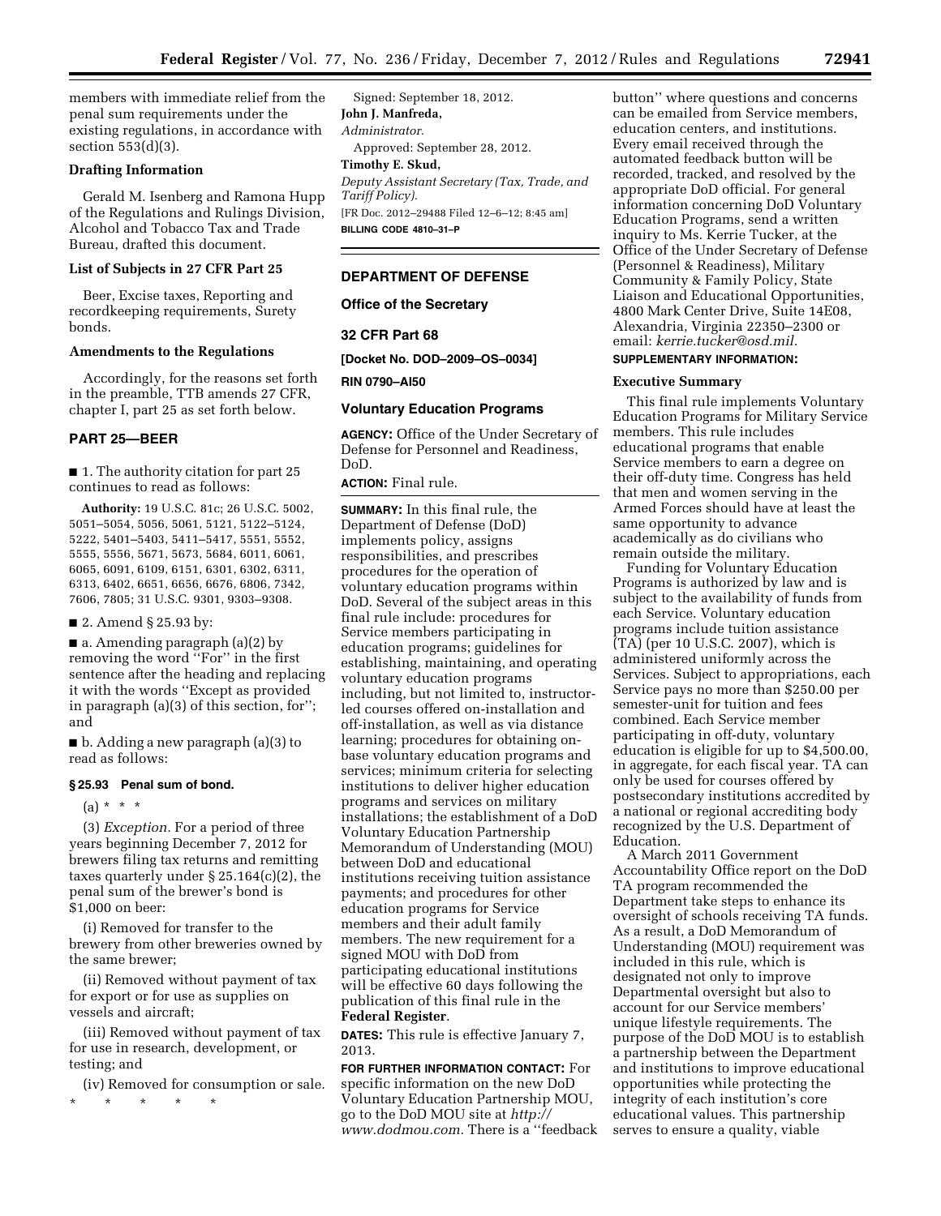members with immediate relief from the penal sum requirements under the existing regulations, in accordance with section 553(d)(3).

**Drafting Information**

Gerald M. Isenberg and Ramona Hupp of the Regulations and Rulings Division, Alcohol and Tobacco Tax and Trade Bureau, drafted this document.

**List of Subjects in 27 CFR Part 25**

Beer, Excise taxes, Reporting and recordkeeping requirements, Surety bonds.

**Amendments to the Regulations**

Accordingly, for the reasons set forth in the preamble, TTB amends 27 CFR, chapter I, part 25 as set forth below.

## PART 25—BEER

■ 1. The authority citation for part 25 continues to read as follows:

**Authority:** 19 U.S.C. 81c; 26 U.S.C. 5002, 5051–5054, 5056, 5061, 5121, 5122–5124, 5222, 5401–5403, 5411–5417, 5551, 5552, 5555, 5556, 5671, 5673, 5684, 6011, 6061, 6065, 6091, 6109, 6151, 6301, 6302, 6311, 6313, 6402, 6651, 6656, 6676, 6806, 7342, 7606, 7805; 31 U.S.C. 9301, 9303–9308.

■ 2. Amend § 25.93 by:

■ a. Amending paragraph (a)(2) by removing the word ''For'' in the first sentence after the heading and replacing it with the words ''Except as provided in paragraph (a)(3) of this section, for''; and

■ b. Adding a new paragraph (a)(3) to read as follows:

**§ 25.93 Penal sum of bond.**

(a) * * *

(3) *Exception.* For a period of three years beginning December 7, 2012 for brewers filing tax returns and remitting taxes quarterly under § 25.164(c)(2), the penal sum of the brewer's bond is $1,000 on beer:

(i) Removed for transfer to the brewery from other breweries owned by the same brewer;

(ii) Removed without payment of tax for export or for use as supplies on vessels and aircraft;

(iii) Removed without payment of tax for use in research, development, or testing; and

(iv) Removed for consumption or sale.

\* \* \* \* \*

Signed: September 18, 2012.

**John J. Manfreda,**

*Administrator.*

Approved: September 28, 2012.

**Timothy E. Skud,**

*Deputy Assistant Secretary (Tax, Trade, and Tariff Policy).*

[FR Doc. 2012–29488 Filed 12–6–12; 8:45 am]

**BILLING CODE 4810–31–P**

---

## DEPARTMENT OF DEFENSE

### Office of the Secretary

### 32 CFR Part 68

**[Docket No. DOD–2009–OS–0034]**

**RIN 0790–AI50**

### Voluntary Education Programs

**AGENCY:** Office of the Under Secretary of Defense for Personnel and Readiness, DoD.

**ACTION:** Final rule.

**SUMMARY:** In this final rule, the Department of Defense (DoD) implements policy, assigns responsibilities, and prescribes procedures for the operation of voluntary education programs within DoD. Several of the subject areas in this final rule include: procedures for Service members participating in education programs; guidelines for establishing, maintaining, and operating voluntary education programs including, but not limited to, instructor-led courses offered on-installation and off-installation, as well as via distance learning; procedures for obtaining on-base voluntary education programs and services; minimum criteria for selecting institutions to deliver higher education programs and services on military installations; the establishment of a DoD Voluntary Education Partnership Memorandum of Understanding (MOU) between DoD and educational institutions receiving tuition assistance payments; and procedures for other education programs for Service members and their adult family members. The new requirement for a signed MOU with DoD from participating educational institutions will be effective 60 days following the publication of this final rule in the **Federal Register**.

**DATES:** This rule is effective January 7, 2013.

**FOR FURTHER INFORMATION CONTACT:** For specific information on the new DoD Voluntary Education Partnership MOU, go to the DoD MOU site at *http://www.dodmou.com.* There is a ''feedback button'' where questions and concerns can be emailed from Service members, education centers, and institutions. Every email received through the automated feedback button will be recorded, tracked, and resolved by the appropriate DoD official. For general information concerning DoD Voluntary Education Programs, send a written inquiry to Ms. Kerrie Tucker, at the Office of the Under Secretary of Defense (Personnel & Readiness), Military Community & Family Policy, State Liaison and Educational Opportunities, 4800 Mark Center Drive, Suite 14E08, Alexandria, Virginia 22350–2300 or email: *kerrie.tucker@osd.mil.*

**SUPPLEMENTARY INFORMATION:**

**Executive Summary**

This final rule implements Voluntary Education Programs for Military Service members. This rule includes educational programs that enable Service members to earn a degree on their off-duty time. Congress has held that men and women serving in the Armed Forces should have at least the same opportunity to advance academically as do civilians who remain outside the military.

Funding for Voluntary Education Programs is authorized by law and is subject to the availability of funds from each Service. Voluntary education programs include tuition assistance (TA) (per 10 U.S.C. 2007), which is administered uniformly across the Services. Subject to appropriations, each Service pays no more than $250.00 per semester-unit for tuition and fees combined. Each Service member participating in off-duty, voluntary education is eligible for up to $4,500.00, in aggregate, for each fiscal year. TA can only be used for courses offered by postsecondary institutions accredited by a national or regional accrediting body recognized by the U.S. Department of Education.

A March 2011 Government Accountability Office report on the DoD TA program recommended the Department take steps to enhance its oversight of schools receiving TA funds. As a result, a DoD Memorandum of Understanding (MOU) requirement was included in this rule, which is designated not only to improve Departmental oversight but also to account for our Service members' unique lifestyle requirements. The purpose of the DoD MOU is to establish a partnership between the Department and institutions to improve educational opportunities while protecting the integrity of each institution's core educational values. This partnership serves to ensure a quality, viable